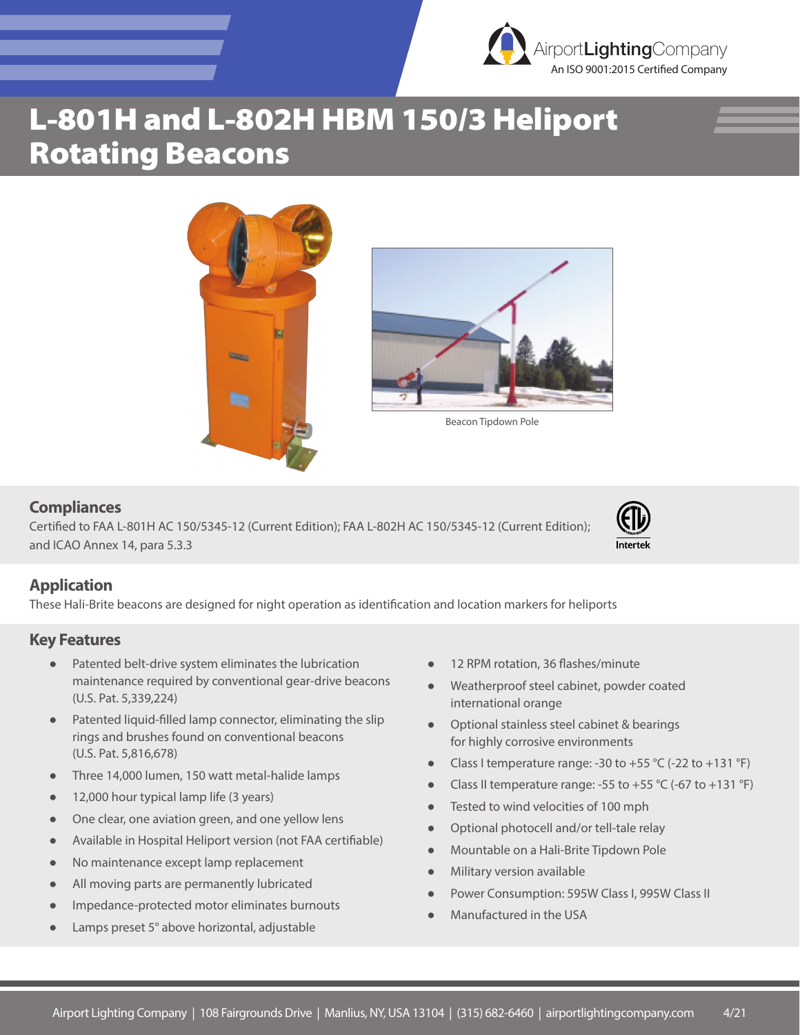AirportLightingCompany
An ISO 9001:2015 Certified Company

# L-801H and L-802H HBM 150/3 Heliport Rotating Beacons

Beacon Tipdown Pole

## Compliances

Certified to FAA L-801H AC 150/5345-12 (Current Edition); FAA L-802H AC 150/5345-12 (Current Edition); and ICAO Annex 14, para 5.3.3

Intertek

## Application

These Hali-Brite beacons are designed for night operation as identification and location markers for heliports

## Key Features

- Patented belt-drive system eliminates the lubrication maintenance required by conventional gear-drive beacons (U.S. Pat. 5,339,224)
- Patented liquid-filled lamp connector, eliminating the slip rings and brushes found on conventional beacons (U.S. Pat. 5,816,678)
- Three 14,000 lumen, 150 watt metal-halide lamps
- 12,000 hour typical lamp life (3 years)
- One clear, one aviation green, and one yellow lens
- Available in Hospital Heliport version (not FAA certifiable)
- No maintenance except lamp replacement
- All moving parts are permanently lubricated
- Impedance-protected motor eliminates burnouts
- Lamps preset 5° above horizontal, adjustable
- 12 RPM rotation, 36 flashes/minute
- Weatherproof steel cabinet, powder coated international orange
- Optional stainless steel cabinet & bearings for highly corrosive environments
- Class I temperature range: -30 to +55 °C (-22 to +131 °F)
- Class II temperature range: -55 to +55 °C (-67 to +131 °F)
- Tested to wind velocities of 100 mph
- Optional photocell and/or tell-tale relay
- Mountable on a Hali-Brite Tipdown Pole
- Military version available
- Power Consumption: 595W Class I, 995W Class II
- Manufactured in the USA

Airport Lighting Company | 108 Fairgrounds Drive | Manlius, NY, USA 13104 | (315) 682-6460 | airportlightingcompany.com 4/21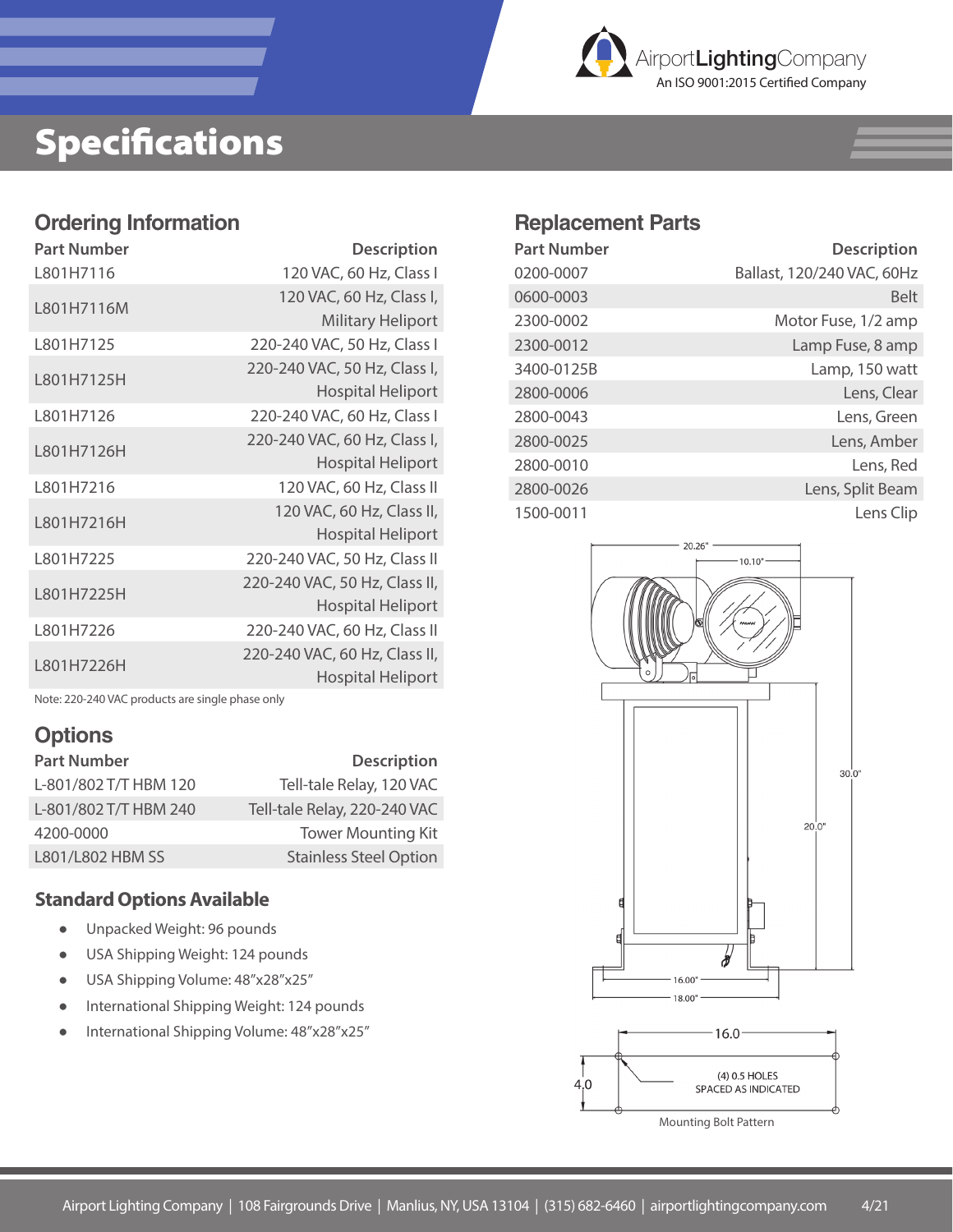# Specifications

## Ordering Information

| Part Number | Description |
|---|---|
| L801H7116 | 120 VAC, 60 Hz, Class I |
| L801H7116M | 120 VAC, 60 Hz, Class I, Military Heliport |
| L801H7125 | 220-240 VAC, 50 Hz, Class I |
| L801H7125H | 220-240 VAC, 50 Hz, Class I, Hospital Heliport |
| L801H7126 | 220-240 VAC, 60 Hz, Class I |
| L801H7126H | 220-240 VAC, 60 Hz, Class I, Hospital Heliport |
| L801H7216 | 120 VAC, 60 Hz, Class II |
| L801H7216H | 120 VAC, 60 Hz, Class II, Hospital Heliport |
| L801H7225 | 220-240 VAC, 50 Hz, Class II |
| L801H7225H | 220-240 VAC, 50 Hz, Class II, Hospital Heliport |
| L801H7226 | 220-240 VAC, 60 Hz, Class II |
| L801H7226H | 220-240 VAC, 60 Hz, Class II, Hospital Heliport |

Note: 220-240 VAC products are single phase only

## Options

| Part Number | Description |
|---|---|
| L-801/802 T/T HBM 120 | Tell-tale Relay, 120 VAC |
| L-801/802 T/T HBM 240 | Tell-tale Relay, 220-240 VAC |
| 4200-0000 | Tower Mounting Kit |
| L801/L802 HBM SS | Stainless Steel Option |

### Standard Options Available

- Unpacked Weight: 96 pounds
- USA Shipping Weight: 124 pounds
- USA Shipping Volume: 48"x28"x25"
- International Shipping Weight: 124 pounds
- International Shipping Volume: 48"x28"x25"

## Replacement Parts

| Part Number | Description |
|---|---|
| 0200-0007 | Ballast, 120/240 VAC, 60Hz |
| 0600-0003 | Belt |
| 2300-0002 | Motor Fuse, 1/2 amp |
| 2300-0012 | Lamp Fuse, 8 amp |
| 3400-0125B | Lamp, 150 watt |
| 2800-0006 | Lens, Clear |
| 2800-0043 | Lens, Green |
| 2800-0025 | Lens, Amber |
| 2800-0010 | Lens, Red |
| 2800-0026 | Lens, Split Beam |
| 1500-0011 | Lens Clip |

20.26"
10.10"
30.0"
20.0"
16.00"
18.00"

16.0
4.0
(4) 0.5 HOLES SPACED AS INDICATED

Mounting Bolt Pattern